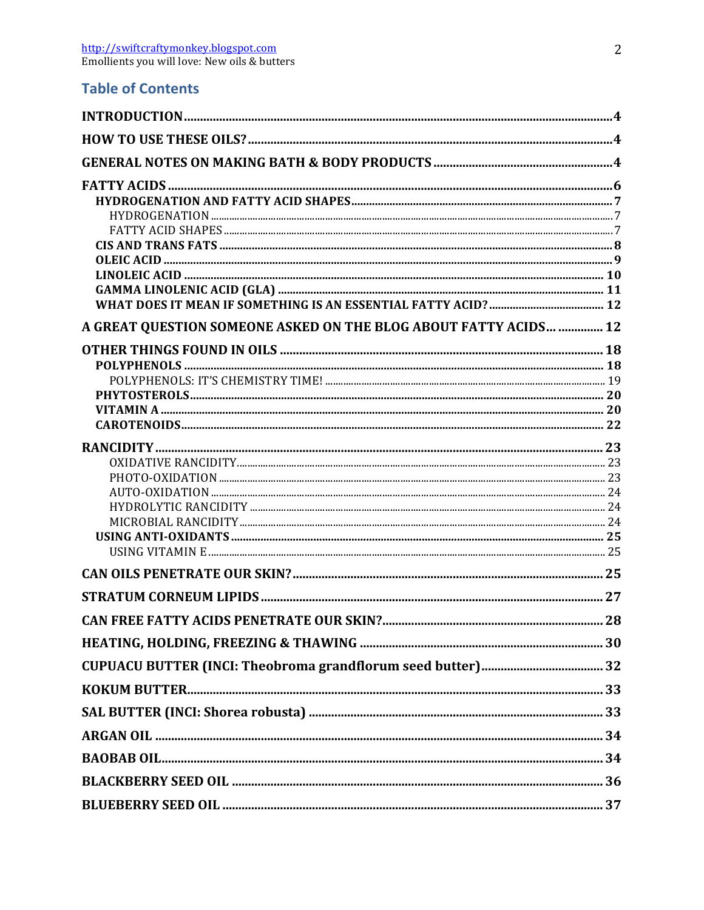## Table of Contents

- INTRODUCTION ..... 4
- HOW TO USE THESE OILS? ..... 4
- GENERAL NOTES ON MAKING BATH & BODY PRODUCTS ..... 4
- FATTY ACIDS ..... 6
  - HYDROGENATION AND FATTY ACID SHAPES ..... 7
    - HYDROGENATION ..... 7
    - FATTY ACID SHAPES ..... 7
  - CIS AND TRANS FATS ..... 8
  - OLEIC ACID ..... 9
  - LINOLEIC ACID ..... 10
  - GAMMA LINOLENIC ACID (GLA) ..... 11
  - WHAT DOES IT MEAN IF SOMETHING IS AN ESSENTIAL FATTY ACID? ..... 12
- A GREAT QUESTION SOMEONE ASKED ON THE BLOG ABOUT FATTY ACIDS... ..... 12
- OTHER THINGS FOUND IN OILS ..... 18
  - POLYPHENOLS ..... 18
    - POLYPHENOLS: IT'S CHEMISTRY TIME! ..... 19
  - PHYTOSTEROLS ..... 20
  - VITAMIN A ..... 20
  - CAROTENOIDS ..... 22
- RANCIDITY ..... 23
  - OXIDATIVE RANCIDITY ..... 23
  - PHOTO-OXIDATION ..... 23
  - AUTO-OXIDATION ..... 24
  - HYDROLYTIC RANCIDITY ..... 24
  - MICROBIAL RANCIDITY ..... 24
  - USING ANTI-OXIDANTS ..... 25
    - USING VITAMIN E ..... 25
- CAN OILS PENETRATE OUR SKIN? ..... 25
- STRATUM CORNEUM LIPIDS ..... 27
- CAN FREE FATTY ACIDS PENETRATE OUR SKIN? ..... 28
- HEATING, HOLDING, FREEZING & THAWING ..... 30
- CUPUACU BUTTER (INCI: Theobroma grandflorum seed butter) ..... 32
- KOKUM BUTTER ..... 33
- SAL BUTTER (INCI: Shorea robusta) ..... 33
- ARGAN OIL ..... 34
- BAOBAB OIL ..... 34
- BLACKBERRY SEED OIL ..... 36
- BLUEBERRY SEED OIL ..... 37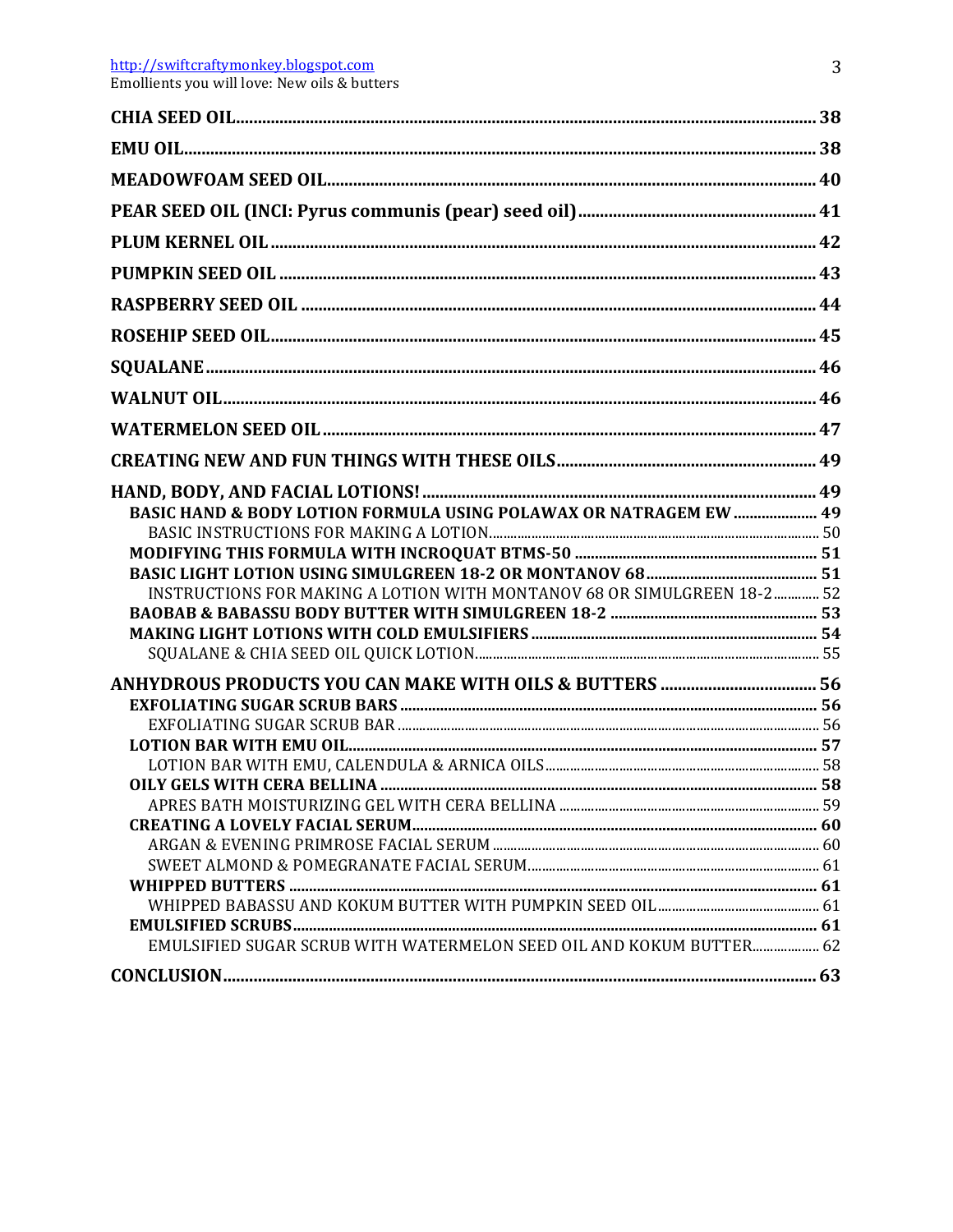**CHIA SEED OIL** .......... 38

**EMU OIL** .......... 38

**MEADOWFOAM SEED OIL** .......... 40

**PEAR SEED OIL (INCI: Pyrus communis (pear) seed oil)** .......... 41

**PLUM KERNEL OIL** .......... 42

**PUMPKIN SEED OIL** .......... 43

**RASPBERRY SEED OIL** .......... 44

**ROSEHIP SEED OIL** .......... 45

**SQUALANE** .......... 46

**WALNUT OIL** .......... 46

**WATERMELON SEED OIL** .......... 47

**CREATING NEW AND FUN THINGS WITH THESE OILS** .......... 49

**HAND, BODY, AND FACIAL LOTIONS!** .......... 49

- **BASIC HAND & BODY LOTION FORMULA USING POLAWAX OR NATRAGEM EW** .......... 49
  - BASIC INSTRUCTIONS FOR MAKING A LOTION .......... 50
- **MODIFYING THIS FORMULA WITH INCROQUAT BTMS-50** .......... 51
- **BASIC LIGHT LOTION USING SIMULGREEN 18-2 OR MONTANOV 68** .......... 51
  - INSTRUCTIONS FOR MAKING A LOTION WITH MONTANOV 68 OR SIMULGREEN 18-2 .......... 52
- **BAOBAB & BABASSU BODY BUTTER WITH SIMULGREEN 18-2** .......... 53
- **MAKING LIGHT LOTIONS WITH COLD EMULSIFIERS** .......... 54
  - SQUALANE & CHIA SEED OIL QUICK LOTION .......... 55

**ANHYDROUS PRODUCTS YOU CAN MAKE WITH OILS & BUTTERS** .......... 56

- **EXFOLIATING SUGAR SCRUB BARS** .......... 56
  - EXFOLIATING SUGAR SCRUB BAR .......... 56
- **LOTION BAR WITH EMU OIL** .......... 57
  - LOTION BAR WITH EMU, CALENDULA & ARNICA OILS .......... 58
- **OILY GELS WITH CERA BELLINA** .......... 58
  - APRES BATH MOISTURIZING GEL WITH CERA BELLINA .......... 59
- **CREATING A LOVELY FACIAL SERUM** .......... 60
  - ARGAN & EVENING PRIMROSE FACIAL SERUM .......... 60
  - SWEET ALMOND & POMEGRANATE FACIAL SERUM .......... 61
- **WHIPPED BUTTERS** .......... 61
  - WHIPPED BABASSU AND KOKUM BUTTER WITH PUMPKIN SEED OIL .......... 61
- **EMULSIFIED SCRUBS** .......... 61
  - EMULSIFIED SUGAR SCRUB WITH WATERMELON SEED OIL AND KOKUM BUTTER .......... 62

**CONCLUSION** .......... 63